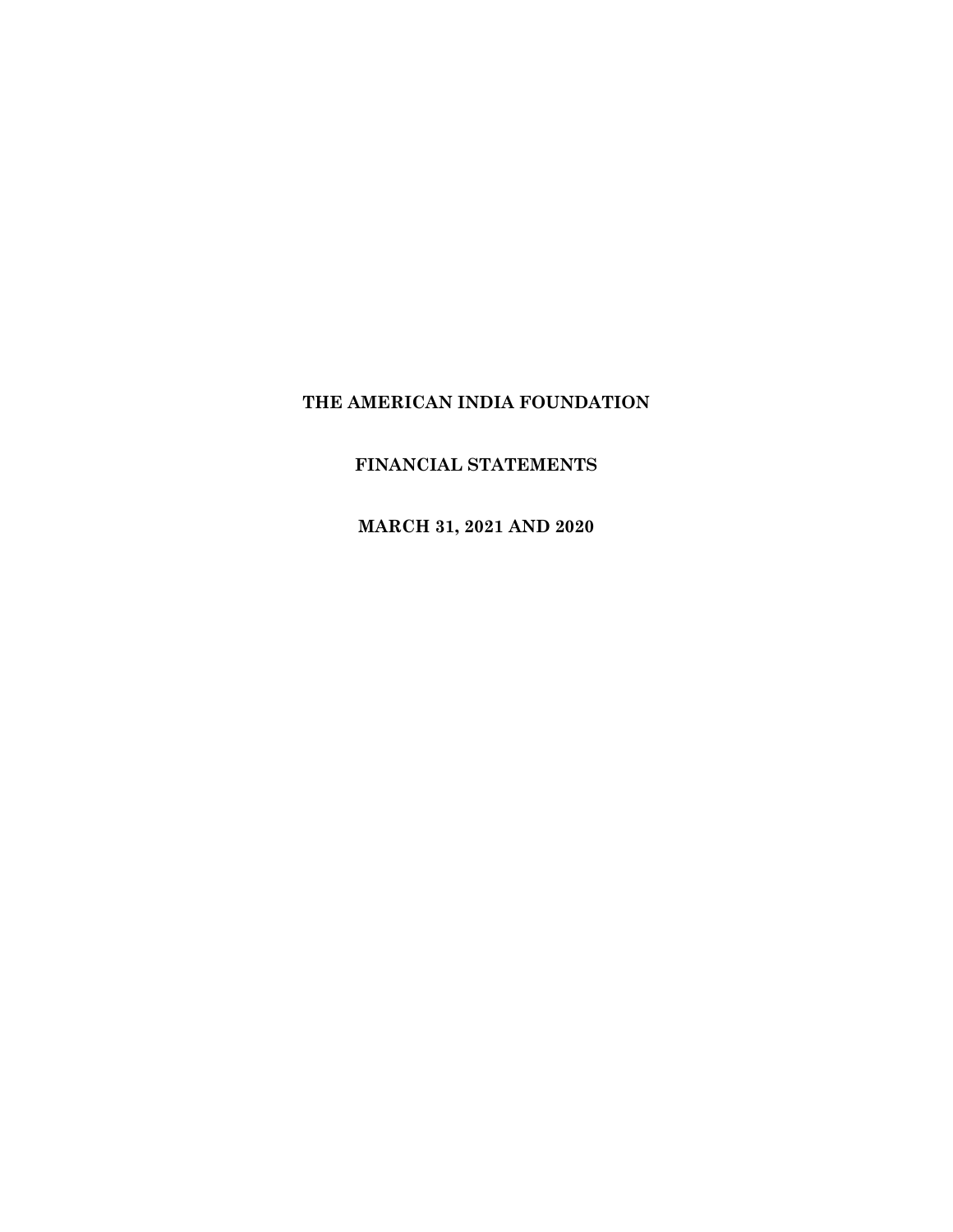# THE AMERICAN INDIA FOUNDATION

## FINANCIAL STATEMENTS

## MARCH 31, 2021 AND 2020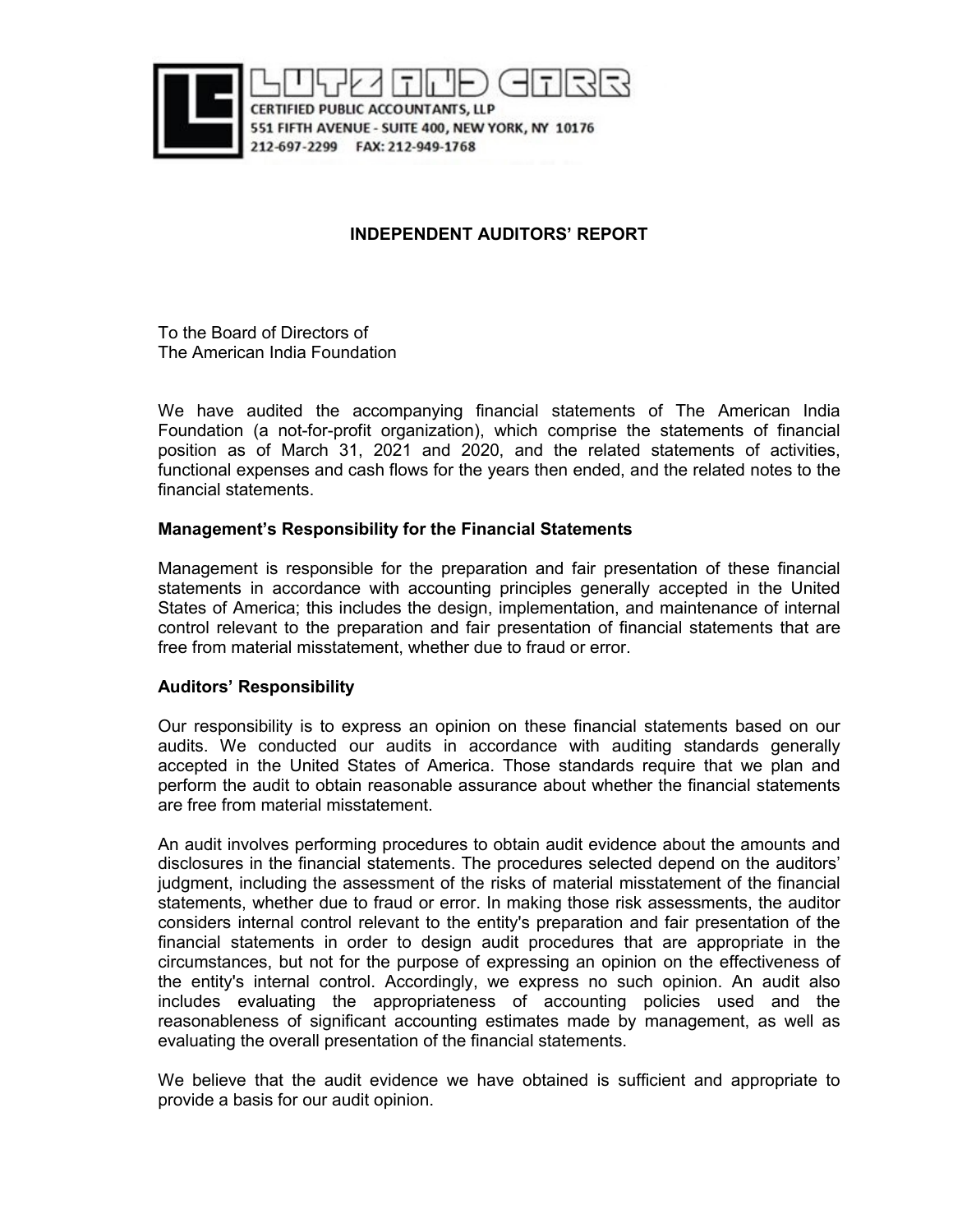LUTZ AND CARR

CERTIFIED PUBLIC ACCOUNTANTS, LLP
551 FIFTH AVENUE - SUITE 400, NEW YORK, NY 10176
212-697-2299 FAX: 212-949-1768

# INDEPENDENT AUDITORS' REPORT

To the Board of Directors of
The American India Foundation

We have audited the accompanying financial statements of The American India Foundation (a not-for-profit organization), which comprise the statements of financial position as of March 31, 2021 and 2020, and the related statements of activities, functional expenses and cash flows for the years then ended, and the related notes to the financial statements.

**Management's Responsibility for the Financial Statements**

Management is responsible for the preparation and fair presentation of these financial statements in accordance with accounting principles generally accepted in the United States of America; this includes the design, implementation, and maintenance of internal control relevant to the preparation and fair presentation of financial statements that are free from material misstatement, whether due to fraud or error.

**Auditors' Responsibility**

Our responsibility is to express an opinion on these financial statements based on our audits. We conducted our audits in accordance with auditing standards generally accepted in the United States of America. Those standards require that we plan and perform the audit to obtain reasonable assurance about whether the financial statements are free from material misstatement.

An audit involves performing procedures to obtain audit evidence about the amounts and disclosures in the financial statements. The procedures selected depend on the auditors' judgment, including the assessment of the risks of material misstatement of the financial statements, whether due to fraud or error. In making those risk assessments, the auditor considers internal control relevant to the entity's preparation and fair presentation of the financial statements in order to design audit procedures that are appropriate in the circumstances, but not for the purpose of expressing an opinion on the effectiveness of the entity's internal control. Accordingly, we express no such opinion. An audit also includes evaluating the appropriateness of accounting policies used and the reasonableness of significant accounting estimates made by management, as well as evaluating the overall presentation of the financial statements.

We believe that the audit evidence we have obtained is sufficient and appropriate to provide a basis for our audit opinion.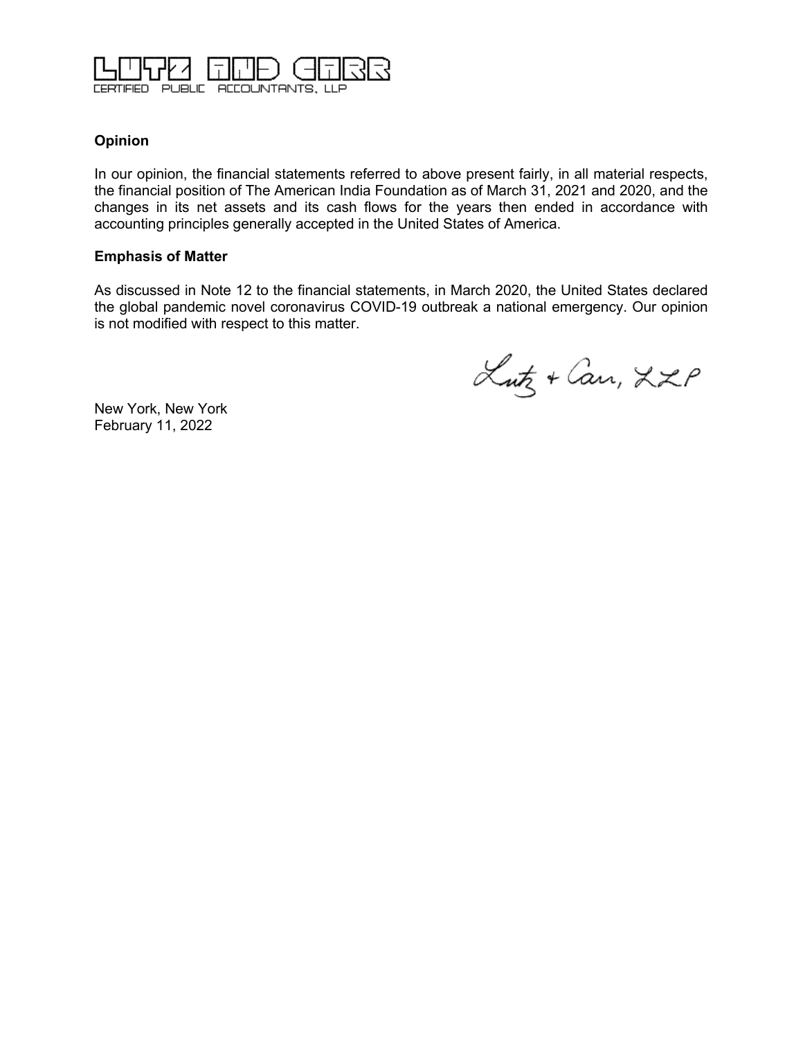LUTZ AND CARR
CERTIFIED PUBLIC ACCOUNTANTS, LLP

**Opinion**

In our opinion, the financial statements referred to above present fairly, in all material respects, the financial position of The American India Foundation as of March 31, 2021 and 2020, and the changes in its net assets and its cash flows for the years then ended in accordance with accounting principles generally accepted in the United States of America.

**Emphasis of Matter**

As discussed in Note 12 to the financial statements, in March 2020, the United States declared the global pandemic novel coronavirus COVID-19 outbreak a national emergency. Our opinion is not modified with respect to this matter.

Lutz + Carr, LLP

New York, New York
February 11, 2022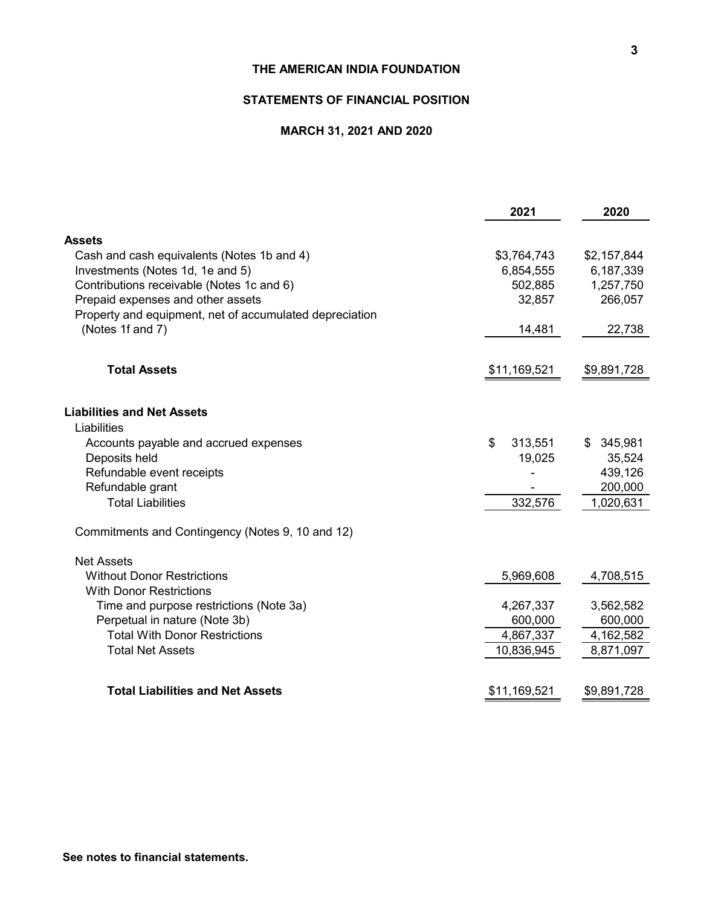# THE AMERICAN INDIA FOUNDATION

## STATEMENTS OF FINANCIAL POSITION

### MARCH 31, 2021 AND 2020

| | 2021 | 2020 |
|---|---|---|
| **Assets** | | |
| Cash and cash equivalents (Notes 1b and 4) | $3,764,743 | $2,157,844 |
| Investments (Notes 1d, 1e and 5) | 6,854,555 | 6,187,339 |
| Contributions receivable (Notes 1c and 6) | 502,885 | 1,257,750 |
| Prepaid expenses and other assets | 32,857 | 266,057 |
| Property and equipment, net of accumulated depreciation (Notes 1f and 7) | 14,481 | 22,738 |
| **Total Assets** | $11,169,521 | $9,891,728 |
| **Liabilities and Net Assets** | | |
| Liabilities | | |
| Accounts payable and accrued expenses | $ 313,551 | $ 345,981 |
| Deposits held | 19,025 | 35,524 |
| Refundable event receipts | - | 439,126 |
| Refundable grant | - | 200,000 |
| Total Liabilities | 332,576 | 1,020,631 |
| Commitments and Contingency (Notes 9, 10 and 12) | | |
| Net Assets | | |
| Without Donor Restrictions | 5,969,608 | 4,708,515 |
| With Donor Restrictions | | |
| Time and purpose restrictions (Note 3a) | 4,267,337 | 3,562,582 |
| Perpetual in nature (Note 3b) | 600,000 | 600,000 |
| Total With Donor Restrictions | 4,867,337 | 4,162,582 |
| Total Net Assets | 10,836,945 | 8,871,097 |
| **Total Liabilities and Net Assets** | $11,169,521 | $9,891,728 |

**See notes to financial statements.**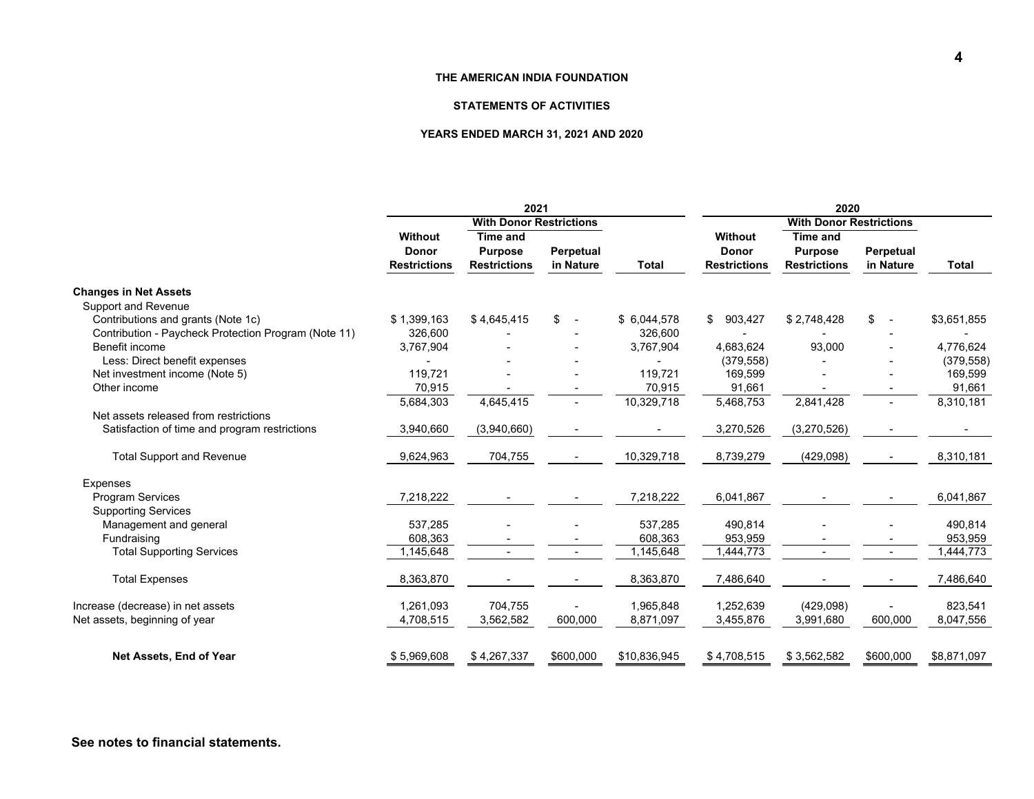**THE AMERICAN INDIA FOUNDATION**

**STATEMENTS OF ACTIVITIES**

**YEARS ENDED MARCH 31, 2021 AND 2020**

| | 2021 | | | | 2020 | | | |
|---|---|---|---|---|---|---|---|---|
| | | With Donor Restrictions | | | | With Donor Restrictions | | |
| | Without Donor Restrictions | Time and Purpose Restrictions | Perpetual in Nature | Total | Without Donor Restrictions | Time and Purpose Restrictions | Perpetual in Nature | Total |
| **Changes in Net Assets** | | | | | | | | |
| Support and Revenue | | | | | | | | |
| Contributions and grants (Note 1c) | $ 1,399,163 | $ 4,645,415 | $ - | $ 6,044,578 | $ 903,427 | $ 2,748,428 | $ - | $3,651,855 |
| Contribution - Paycheck Protection Program (Note 11) | 326,600 | - | - | 326,600 | - | - | - | - |
| Benefit income | 3,767,904 | - | - | 3,767,904 | 4,683,624 | 93,000 | - | 4,776,624 |
| Less: Direct benefit expenses | - | - | - | - | (379,558) | - | - | (379,558) |
| Net investment income (Note 5) | 119,721 | - | - | 119,721 | 169,599 | - | - | 169,599 |
| Other income | 70,915 | - | - | 70,915 | 91,661 | - | - | 91,661 |
| | 5,684,303 | 4,645,415 | - | 10,329,718 | 5,468,753 | 2,841,428 | - | 8,310,181 |
| Net assets released from restrictions | | | | | | | | |
| Satisfaction of time and program restrictions | 3,940,660 | (3,940,660) | - | - | 3,270,526 | (3,270,526) | - | - |
| Total Support and Revenue | 9,624,963 | 704,755 | - | 10,329,718 | 8,739,279 | (429,098) | - | 8,310,181 |
| Expenses | | | | | | | | |
| Program Services | 7,218,222 | - | - | 7,218,222 | 6,041,867 | - | - | 6,041,867 |
| Supporting Services | | | | | | | | |
| Management and general | 537,285 | - | - | 537,285 | 490,814 | - | - | 490,814 |
| Fundraising | 608,363 | - | - | 608,363 | 953,959 | - | - | 953,959 |
| Total Supporting Services | 1,145,648 | - | - | 1,145,648 | 1,444,773 | - | - | 1,444,773 |
| Total Expenses | 8,363,870 | - | - | 8,363,870 | 7,486,640 | - | - | 7,486,640 |
| Increase (decrease) in net assets | 1,261,093 | 704,755 | - | 1,965,848 | 1,252,639 | (429,098) | - | 823,541 |
| Net assets, beginning of year | 4,708,515 | 3,562,582 | 600,000 | 8,871,097 | 3,455,876 | 3,991,680 | 600,000 | 8,047,556 |
| **Net Assets, End of Year** | $ 5,969,608 | $ 4,267,337 | $600,000 | $10,836,945 | $ 4,708,515 | $ 3,562,582 | $600,000 | $8,871,097 |

**See notes to financial statements.**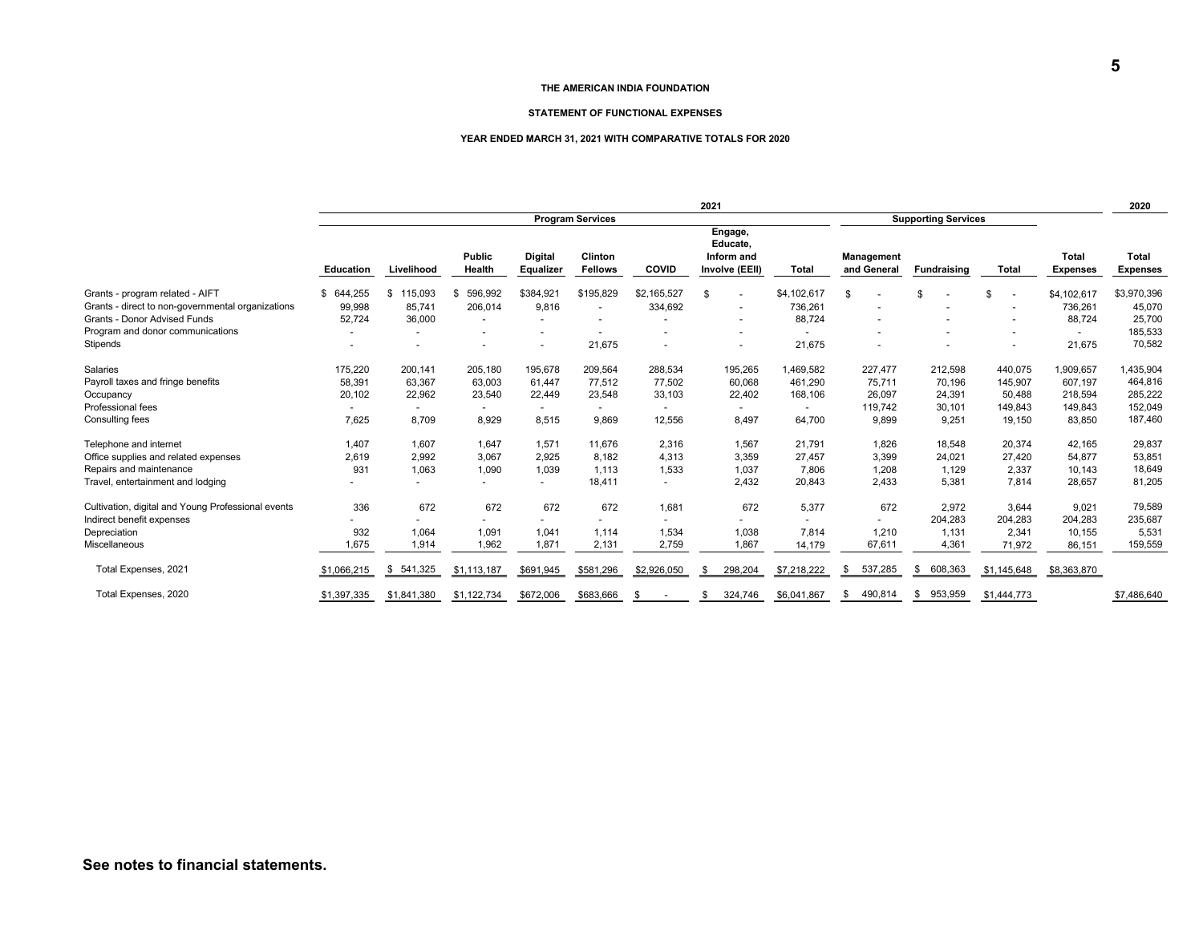**THE AMERICAN INDIA FOUNDATION**

**STATEMENT OF FUNCTIONAL EXPENSES**

**YEAR ENDED MARCH 31, 2021 WITH COMPARATIVE TOTALS FOR 2020**

| | 2021 | | | | | | | | | | | | 2020 |
|---|---|---|---|---|---|---|---|---|---|---|---|---|---|
| | Program Services | | | | | | | | Supporting Services | | | | |
| | Education | Livelihood | Public Health | Digital Equalizer | Clinton Fellows | COVID | Engage, Educate, Inform and Involve (EEII) | Total | Management and General | Fundraising | Total | Total Expenses | Total Expenses |
| Grants - program related - AIFT | $ 644,255 | $ 115,093 | $ 596,992 | $384,921 | $195,829 | $2,165,527 | $ - | $4,102,617 | $ - | $ - | $ - | $4,102,617 | $3,970,396 |
| Grants - direct to non-governmental organizations | 99,998 | 85,741 | 206,014 | 9,816 | - | 334,692 | - | 736,261 | - | - | - | 736,261 | 45,070 |
| Grants - Donor Advised Funds | 52,724 | 36,000 | - | - | - | - | - | 88,724 | - | - | - | 88,724 | 25,700 |
| Program and donor communications | - | - | - | - | - | - | - | - | - | - | - | - | 185,533 |
| Stipends | - | - | - | - | 21,675 | - | - | 21,675 | - | - | - | 21,675 | 70,582 |
| Salaries | 175,220 | 200,141 | 205,180 | 195,678 | 209,564 | 288,534 | 195,265 | 1,469,582 | 227,477 | 212,598 | 440,075 | 1,909,657 | 1,435,904 |
| Payroll taxes and fringe benefits | 58,391 | 63,367 | 63,003 | 61,447 | 77,512 | 77,502 | 60,068 | 461,290 | 75,711 | 70,196 | 145,907 | 607,197 | 464,816 |
| Occupancy | 20,102 | 22,962 | 23,540 | 22,449 | 23,548 | 33,103 | 22,402 | 168,106 | 26,097 | 24,391 | 50,488 | 218,594 | 285,222 |
| Professional fees | - | - | - | - | - | - | - | - | 119,742 | 30,101 | 149,843 | 149,843 | 152,049 |
| Consulting fees | 7,625 | 8,709 | 8,929 | 8,515 | 9,869 | 12,556 | 8,497 | 64,700 | 9,899 | 9,251 | 19,150 | 83,850 | 187,460 |
| Telephone and internet | 1,407 | 1,607 | 1,647 | 1,571 | 11,676 | 2,316 | 1,567 | 21,791 | 1,826 | 18,548 | 20,374 | 42,165 | 29,837 |
| Office supplies and related expenses | 2,619 | 2,992 | 3,067 | 2,925 | 8,182 | 4,313 | 3,359 | 27,457 | 3,399 | 24,021 | 27,420 | 54,877 | 53,851 |
| Repairs and maintenance | 931 | 1,063 | 1,090 | 1,039 | 1,113 | 1,533 | 1,037 | 7,806 | 1,208 | 1,129 | 2,337 | 10,143 | 18,649 |
| Travel, entertainment and lodging | - | - | - | - | 18,411 | - | 2,432 | 20,843 | 2,433 | 5,381 | 7,814 | 28,657 | 81,205 |
| Cultivation, digital and Young Professional events | 336 | 672 | 672 | 672 | 672 | 1,681 | 672 | 5,377 | 672 | 2,972 | 3,644 | 9,021 | 79,589 |
| Indirect benefit expenses | - | - | - | - | - | - | - | - | - | 204,283 | 204,283 | 204,283 | 235,687 |
| Depreciation | 932 | 1,064 | 1,091 | 1,041 | 1,114 | 1,534 | 1,038 | 7,814 | 1,210 | 1,131 | 2,341 | 10,155 | 5,531 |
| Miscellaneous | 1,675 | 1,914 | 1,962 | 1,871 | 2,131 | 2,759 | 1,867 | 14,179 | 67,611 | 4,361 | 71,972 | 86,151 | 159,559 |
| Total Expenses, 2021 | $1,066,215 | $ 541,325 | $1,113,187 | $691,945 | $581,296 | $2,926,050 | $ 298,204 | $7,218,222 | $ 537,285 | $ 608,363 | $1,145,648 | $8,363,870 | |
| Total Expenses, 2020 | $1,397,335 | $1,841,380 | $1,122,734 | $672,006 | $683,666 | $ - | $ 324,746 | $6,041,867 | $ 490,814 | $ 953,959 | $1,444,773 | | $7,486,640 |

**See notes to financial statements.**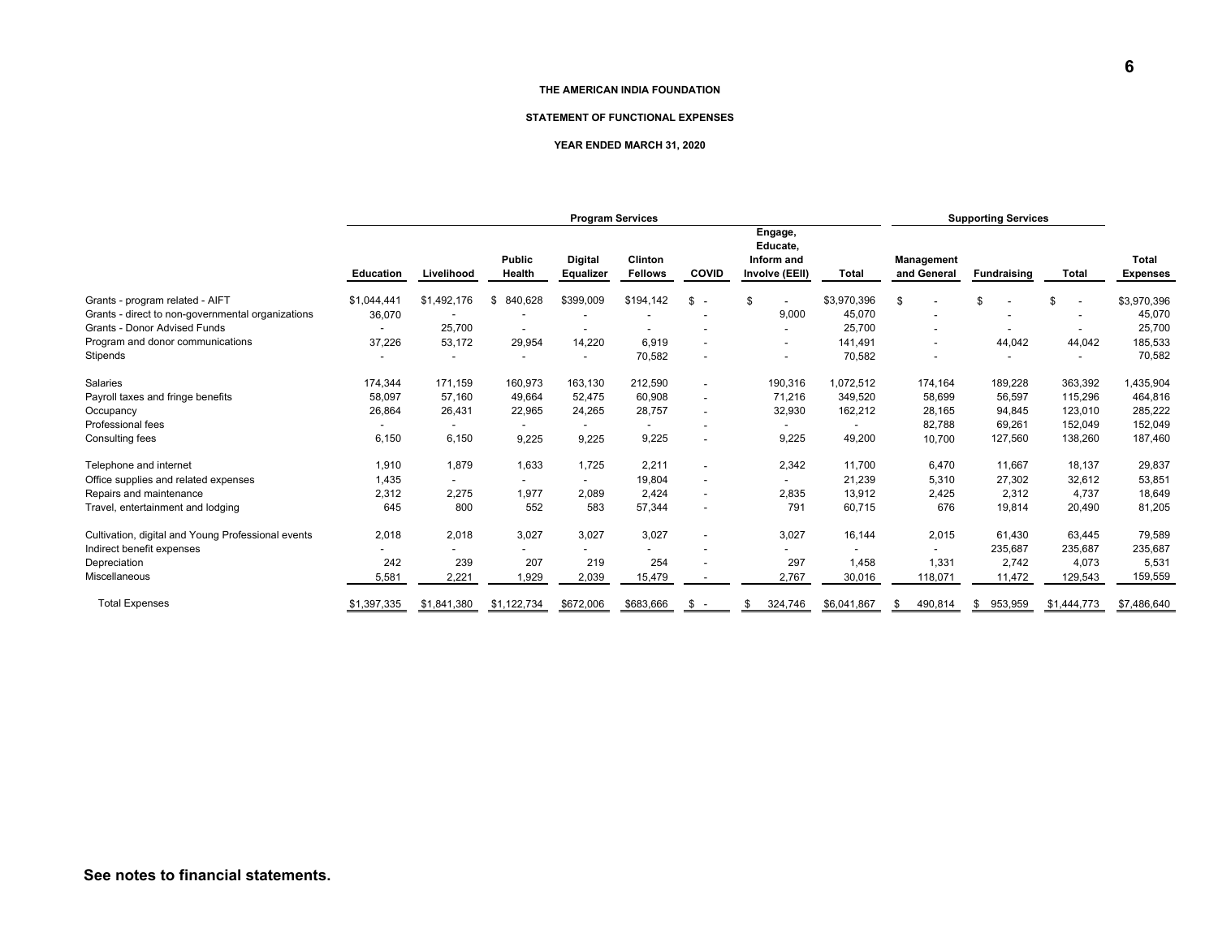**THE AMERICAN INDIA FOUNDATION**

**STATEMENT OF FUNCTIONAL EXPENSES**

**YEAR ENDED MARCH 31, 2020**

| | Program Services | | | | | | | | Supporting Services | | | |
|---|---|---|---|---|---|---|---|---|---|---|---|---|
| | **Education** | **Livelihood** | **Public Health** | **Digital Equalizer** | **Clinton Fellows** | **COVID** | **Engage, Educate, Inform and Involve (EEII)** | **Total** | **Management and General** | **Fundraising** | **Total** | **Total Expenses** |
| Grants - program related - AIFT | $1,044,441 | $1,492,176 | $ 840,628 | $399,009 | $194,142 | $ - | $ - | $3,970,396 | $ - | $ - | $ - | $3,970,396 |
| Grants - direct to non-governmental organizations | 36,070 | - | - | - | - | - | 9,000 | 45,070 | - | - | - | 45,070 |
| Grants - Donor Advised Funds | - | 25,700 | - | - | - | - | - | 25,700 | - | - | - | 25,700 |
| Program and donor communications | 37,226 | 53,172 | 29,954 | 14,220 | 6,919 | - | - | 141,491 | - | 44,042 | 44,042 | 185,533 |
| Stipends | - | - | - | - | 70,582 | - | - | 70,582 | - | - | - | 70,582 |
| Salaries | 174,344 | 171,159 | 160,973 | 163,130 | 212,590 | - | 190,316 | 1,072,512 | 174,164 | 189,228 | 363,392 | 1,435,904 |
| Payroll taxes and fringe benefits | 58,097 | 57,160 | 49,664 | 52,475 | 60,908 | - | 71,216 | 349,520 | 58,699 | 56,597 | 115,296 | 464,816 |
| Occupancy | 26,864 | 26,431 | 22,965 | 24,265 | 28,757 | - | 32,930 | 162,212 | 28,165 | 94,845 | 123,010 | 285,222 |
| Professional fees | - | - | - | - | - | - | - | - | 82,788 | 69,261 | 152,049 | 152,049 |
| Consulting fees | 6,150 | 6,150 | 9,225 | 9,225 | 9,225 | - | 9,225 | 49,200 | 10,700 | 127,560 | 138,260 | 187,460 |
| Telephone and internet | 1,910 | 1,879 | 1,633 | 1,725 | 2,211 | - | 2,342 | 11,700 | 6,470 | 11,667 | 18,137 | 29,837 |
| Office supplies and related expenses | 1,435 | - | - | - | 19,804 | - | - | 21,239 | 5,310 | 27,302 | 32,612 | 53,851 |
| Repairs and maintenance | 2,312 | 2,275 | 1,977 | 2,089 | 2,424 | - | 2,835 | 13,912 | 2,425 | 2,312 | 4,737 | 18,649 |
| Travel, entertainment and lodging | 645 | 800 | 552 | 583 | 57,344 | - | 791 | 60,715 | 676 | 19,814 | 20,490 | 81,205 |
| Cultivation, digital and Young Professional events | 2,018 | 2,018 | 3,027 | 3,027 | 3,027 | - | 3,027 | 16,144 | 2,015 | 61,430 | 63,445 | 79,589 |
| Indirect benefit expenses | - | - | - | - | - | - | - | - | - | 235,687 | 235,687 | 235,687 |
| Depreciation | 242 | 239 | 207 | 219 | 254 | - | 297 | 1,458 | 1,331 | 2,742 | 4,073 | 5,531 |
| Miscellaneous | 5,581 | 2,221 | 1,929 | 2,039 | 15,479 | - | 2,767 | 30,016 | 118,071 | 11,472 | 129,543 | 159,559 |
| Total Expenses | $1,397,335 | $1,841,380 | $1,122,734 | $672,006 | $683,666 | $ - | $ 324,746 | $6,041,867 | $ 490,814 | $ 953,959 | $1,444,773 | $7,486,640 |

**See notes to financial statements.**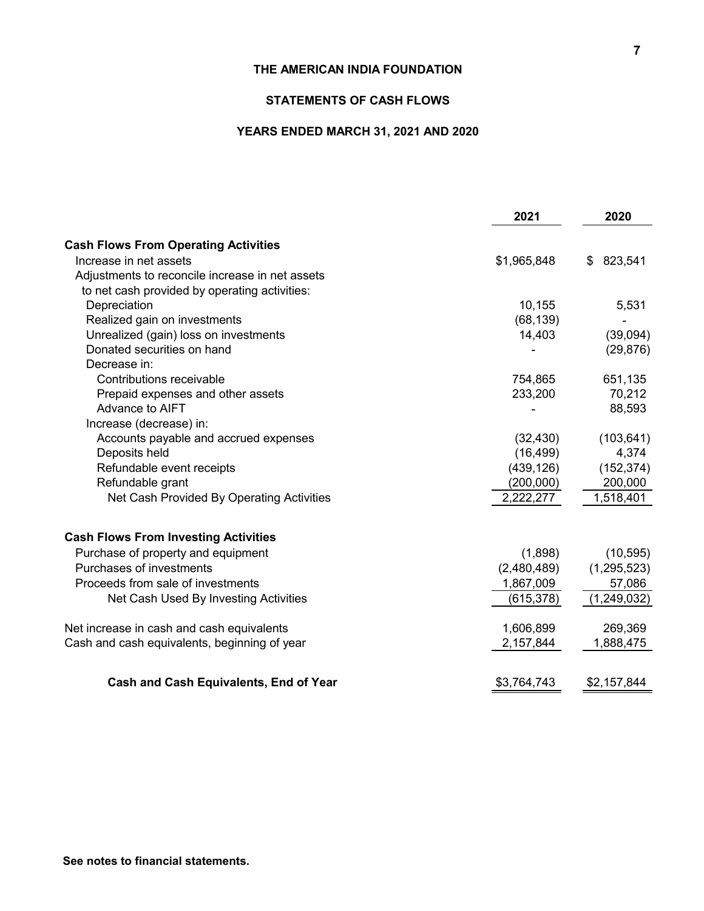# THE AMERICAN INDIA FOUNDATION

## STATEMENTS OF CASH FLOWS

### YEARS ENDED MARCH 31, 2021 AND 2020

| | 2021 | 2020 |
|---|---|---|
| **Cash Flows From Operating Activities** | | |
| Increase in net assets | $1,965,848 | $ 823,541 |
| Adjustments to reconcile increase in net assets to net cash provided by operating activities: | | |
| Depreciation | 10,155 | 5,531 |
| Realized gain on investments | (68,139) | - |
| Unrealized (gain) loss on investments | 14,403 | (39,094) |
| Donated securities on hand | - | (29,876) |
| Decrease in: | | |
| Contributions receivable | 754,865 | 651,135 |
| Prepaid expenses and other assets | 233,200 | 70,212 |
| Advance to AIFT | - | 88,593 |
| Increase (decrease) in: | | |
| Accounts payable and accrued expenses | (32,430) | (103,641) |
| Deposits held | (16,499) | 4,374 |
| Refundable event receipts | (439,126) | (152,374) |
| Refundable grant | (200,000) | 200,000 |
| Net Cash Provided By Operating Activities | 2,222,277 | 1,518,401 |
| **Cash Flows From Investing Activities** | | |
| Purchase of property and equipment | (1,898) | (10,595) |
| Purchases of investments | (2,480,489) | (1,295,523) |
| Proceeds from sale of investments | 1,867,009 | 57,086 |
| Net Cash Used By Investing Activities | (615,378) | (1,249,032) |
| Net increase in cash and cash equivalents | 1,606,899 | 269,369 |
| Cash and cash equivalents, beginning of year | 2,157,844 | 1,888,475 |
| **Cash and Cash Equivalents, End of Year** | $3,764,743 | $2,157,844 |

**See notes to financial statements.**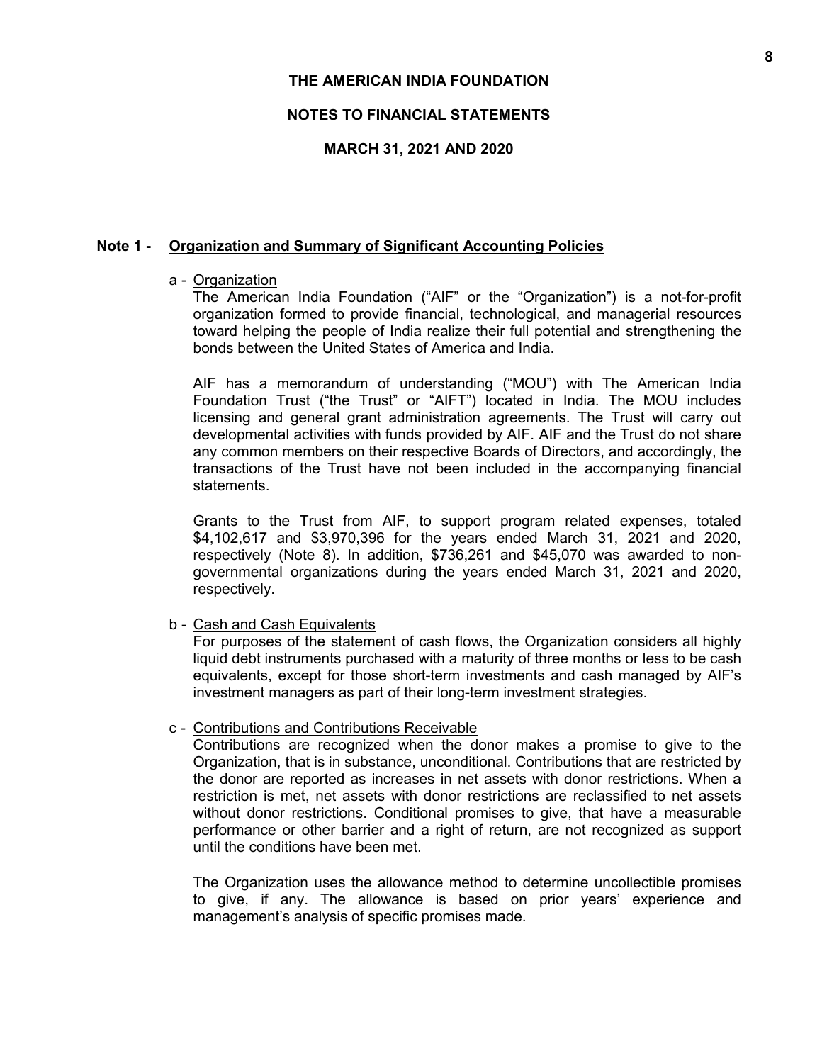# THE AMERICAN INDIA FOUNDATION

## NOTES TO FINANCIAL STATEMENTS

## MARCH 31, 2021 AND 2020

### Note 1 - Organization and Summary of Significant Accounting Policies

a - Organization

The American India Foundation ("AIF" or the "Organization") is a not-for-profit organization formed to provide financial, technological, and managerial resources toward helping the people of India realize their full potential and strengthening the bonds between the United States of America and India.

AIF has a memorandum of understanding ("MOU") with The American India Foundation Trust ("the Trust" or "AIFT") located in India. The MOU includes licensing and general grant administration agreements. The Trust will carry out developmental activities with funds provided by AIF. AIF and the Trust do not share any common members on their respective Boards of Directors, and accordingly, the transactions of the Trust have not been included in the accompanying financial statements.

Grants to the Trust from AIF, to support program related expenses, totaled $4,102,617 and $3,970,396 for the years ended March 31, 2021 and 2020, respectively (Note 8). In addition, $736,261 and $45,070 was awarded to non-governmental organizations during the years ended March 31, 2021 and 2020, respectively.

b - Cash and Cash Equivalents

For purposes of the statement of cash flows, the Organization considers all highly liquid debt instruments purchased with a maturity of three months or less to be cash equivalents, except for those short-term investments and cash managed by AIF's investment managers as part of their long-term investment strategies.

c - Contributions and Contributions Receivable

Contributions are recognized when the donor makes a promise to give to the Organization, that is in substance, unconditional. Contributions that are restricted by the donor are reported as increases in net assets with donor restrictions. When a restriction is met, net assets with donor restrictions are reclassified to net assets without donor restrictions. Conditional promises to give, that have a measurable performance or other barrier and a right of return, are not recognized as support until the conditions have been met.

The Organization uses the allowance method to determine uncollectible promises to give, if any. The allowance is based on prior years' experience and management's analysis of specific promises made.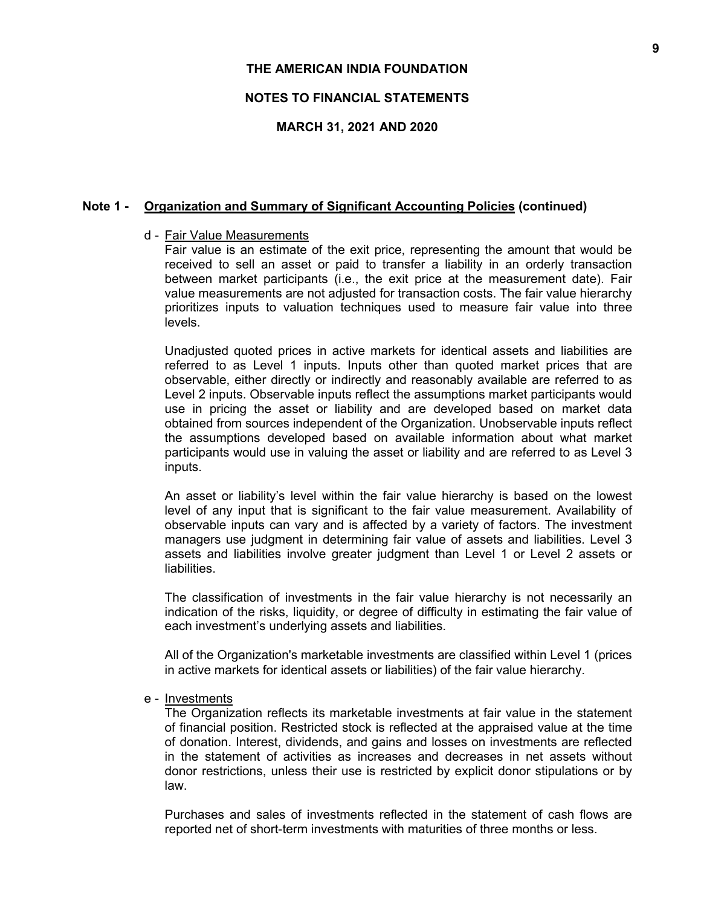**THE AMERICAN INDIA FOUNDATION**

**NOTES TO FINANCIAL STATEMENTS**

**MARCH 31, 2021 AND 2020**

**Note 1 - Organization and Summary of Significant Accounting Policies (continued)**

d - Fair Value Measurements

Fair value is an estimate of the exit price, representing the amount that would be received to sell an asset or paid to transfer a liability in an orderly transaction between market participants (i.e., the exit price at the measurement date). Fair value measurements are not adjusted for transaction costs. The fair value hierarchy prioritizes inputs to valuation techniques used to measure fair value into three levels.

Unadjusted quoted prices in active markets for identical assets and liabilities are referred to as Level 1 inputs. Inputs other than quoted market prices that are observable, either directly or indirectly and reasonably available are referred to as Level 2 inputs. Observable inputs reflect the assumptions market participants would use in pricing the asset or liability and are developed based on market data obtained from sources independent of the Organization. Unobservable inputs reflect the assumptions developed based on available information about what market participants would use in valuing the asset or liability and are referred to as Level 3 inputs.

An asset or liability's level within the fair value hierarchy is based on the lowest level of any input that is significant to the fair value measurement. Availability of observable inputs can vary and is affected by a variety of factors. The investment managers use judgment in determining fair value of assets and liabilities. Level 3 assets and liabilities involve greater judgment than Level 1 or Level 2 assets or liabilities.

The classification of investments in the fair value hierarchy is not necessarily an indication of the risks, liquidity, or degree of difficulty in estimating the fair value of each investment's underlying assets and liabilities.

All of the Organization's marketable investments are classified within Level 1 (prices in active markets for identical assets or liabilities) of the fair value hierarchy.

e - Investments

The Organization reflects its marketable investments at fair value in the statement of financial position. Restricted stock is reflected at the appraised value at the time of donation. Interest, dividends, and gains and losses on investments are reflected in the statement of activities as increases and decreases in net assets without donor restrictions, unless their use is restricted by explicit donor stipulations or by law.

Purchases and sales of investments reflected in the statement of cash flows are reported net of short-term investments with maturities of three months or less.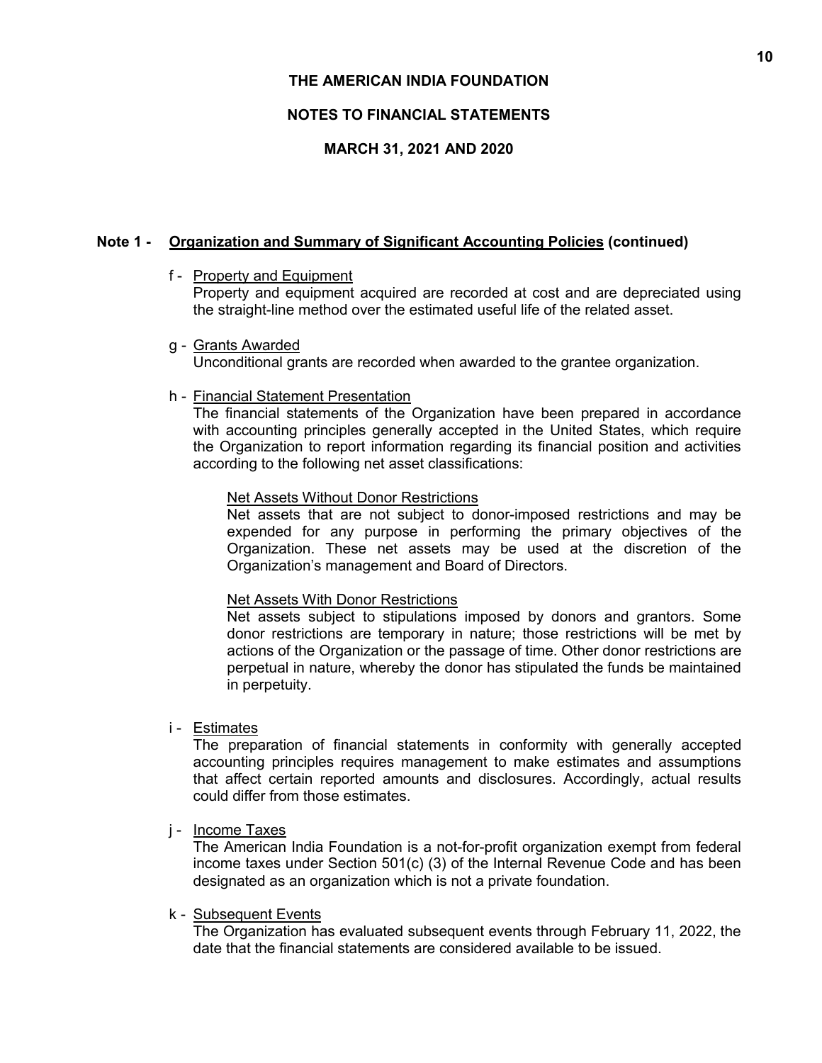**THE AMERICAN INDIA FOUNDATION**

**NOTES TO FINANCIAL STATEMENTS**

**MARCH 31, 2021 AND 2020**

**Note 1 - Organization and Summary of Significant Accounting Policies (continued)**

f - Property and Equipment

Property and equipment acquired are recorded at cost and are depreciated using the straight-line method over the estimated useful life of the related asset.

g - Grants Awarded

Unconditional grants are recorded when awarded to the grantee organization.

h - Financial Statement Presentation

The financial statements of the Organization have been prepared in accordance with accounting principles generally accepted in the United States, which require the Organization to report information regarding its financial position and activities according to the following net asset classifications:

Net Assets Without Donor Restrictions

Net assets that are not subject to donor-imposed restrictions and may be expended for any purpose in performing the primary objectives of the Organization. These net assets may be used at the discretion of the Organization's management and Board of Directors.

Net Assets With Donor Restrictions

Net assets subject to stipulations imposed by donors and grantors. Some donor restrictions are temporary in nature; those restrictions will be met by actions of the Organization or the passage of time. Other donor restrictions are perpetual in nature, whereby the donor has stipulated the funds be maintained in perpetuity.

i - Estimates

The preparation of financial statements in conformity with generally accepted accounting principles requires management to make estimates and assumptions that affect certain reported amounts and disclosures. Accordingly, actual results could differ from those estimates.

j - Income Taxes

The American India Foundation is a not-for-profit organization exempt from federal income taxes under Section 501(c) (3) of the Internal Revenue Code and has been designated as an organization which is not a private foundation.

k - Subsequent Events

The Organization has evaluated subsequent events through February 11, 2022, the date that the financial statements are considered available to be issued.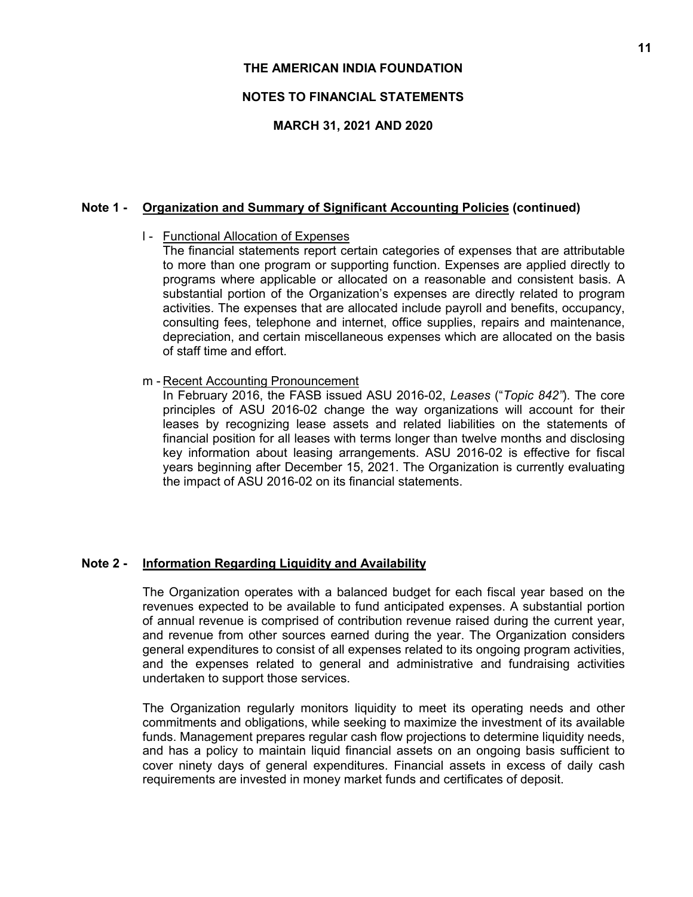# THE AMERICAN INDIA FOUNDATION

## NOTES TO FINANCIAL STATEMENTS

## MARCH 31, 2021 AND 2020

**Note 1 - Organization and Summary of Significant Accounting Policies (continued)**

l - Functional Allocation of Expenses

The financial statements report certain categories of expenses that are attributable to more than one program or supporting function. Expenses are applied directly to programs where applicable or allocated on a reasonable and consistent basis. A substantial portion of the Organization's expenses are directly related to program activities. The expenses that are allocated include payroll and benefits, occupancy, consulting fees, telephone and internet, office supplies, repairs and maintenance, depreciation, and certain miscellaneous expenses which are allocated on the basis of staff time and effort.

m - Recent Accounting Pronouncement

In February 2016, the FASB issued ASU 2016-02, *Leases* ("*Topic 842*"). The core principles of ASU 2016-02 change the way organizations will account for their leases by recognizing lease assets and related liabilities on the statements of financial position for all leases with terms longer than twelve months and disclosing key information about leasing arrangements. ASU 2016-02 is effective for fiscal years beginning after December 15, 2021. The Organization is currently evaluating the impact of ASU 2016-02 on its financial statements.

**Note 2 - Information Regarding Liquidity and Availability**

The Organization operates with a balanced budget for each fiscal year based on the revenues expected to be available to fund anticipated expenses. A substantial portion of annual revenue is comprised of contribution revenue raised during the current year, and revenue from other sources earned during the year. The Organization considers general expenditures to consist of all expenses related to its ongoing program activities, and the expenses related to general and administrative and fundraising activities undertaken to support those services.

The Organization regularly monitors liquidity to meet its operating needs and other commitments and obligations, while seeking to maximize the investment of its available funds. Management prepares regular cash flow projections to determine liquidity needs, and has a policy to maintain liquid financial assets on an ongoing basis sufficient to cover ninety days of general expenditures. Financial assets in excess of daily cash requirements are invested in money market funds and certificates of deposit.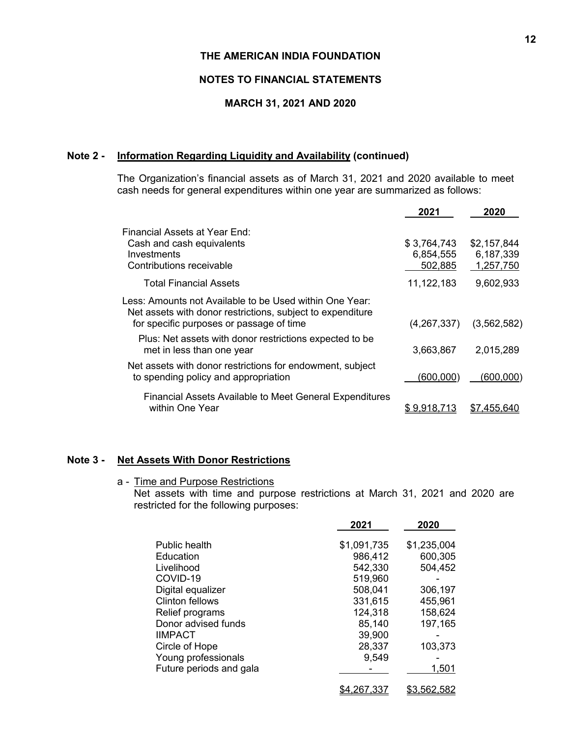# THE AMERICAN INDIA FOUNDATION

## NOTES TO FINANCIAL STATEMENTS

## MARCH 31, 2021 AND 2020

### Note 2 - Information Regarding Liquidity and Availability (continued)

The Organization's financial assets as of March 31, 2021 and 2020 available to meet cash needs for general expenditures within one year are summarized as follows:

| | 2021 | 2020 |
|---|---|---|
| Financial Assets at Year End: | | |
| Cash and cash equivalents | $ 3,764,743 | $2,157,844 |
| Investments | 6,854,555 | 6,187,339 |
| Contributions receivable | 502,885 | 1,257,750 |
| Total Financial Assets | 11,122,183 | 9,602,933 |
| Less: Amounts not Available to be Used within One Year: Net assets with donor restrictions, subject to expenditure for specific purposes or passage of time | (4,267,337) | (3,562,582) |
| Plus: Net assets with donor restrictions expected to be met in less than one year | 3,663,867 | 2,015,289 |
| Net assets with donor restrictions for endowment, subject to spending policy and appropriation | (600,000) | (600,000) |
| Financial Assets Available to Meet General Expenditures within One Year | $ 9,918,713 | $7,455,640 |

### Note 3 - Net Assets With Donor Restrictions

a - Time and Purpose Restrictions

Net assets with time and purpose restrictions at March 31, 2021 and 2020 are restricted for the following purposes:

| | 2021 | 2020 |
|---|---|---|
| Public health | $1,091,735 | $1,235,004 |
| Education | 986,412 | 600,305 |
| Livelihood | 542,330 | 504,452 |
| COVID-19 | 519,960 | - |
| Digital equalizer | 508,041 | 306,197 |
| Clinton fellows | 331,615 | 455,961 |
| Relief programs | 124,318 | 158,624 |
| Donor advised funds | 85,140 | 197,165 |
| IIMPACT | 39,900 | - |
| Circle of Hope | 28,337 | 103,373 |
| Young professionals | 9,549 | - |
| Future periods and gala | - | 1,501 |
| | $4,267,337 | $3,562,582 |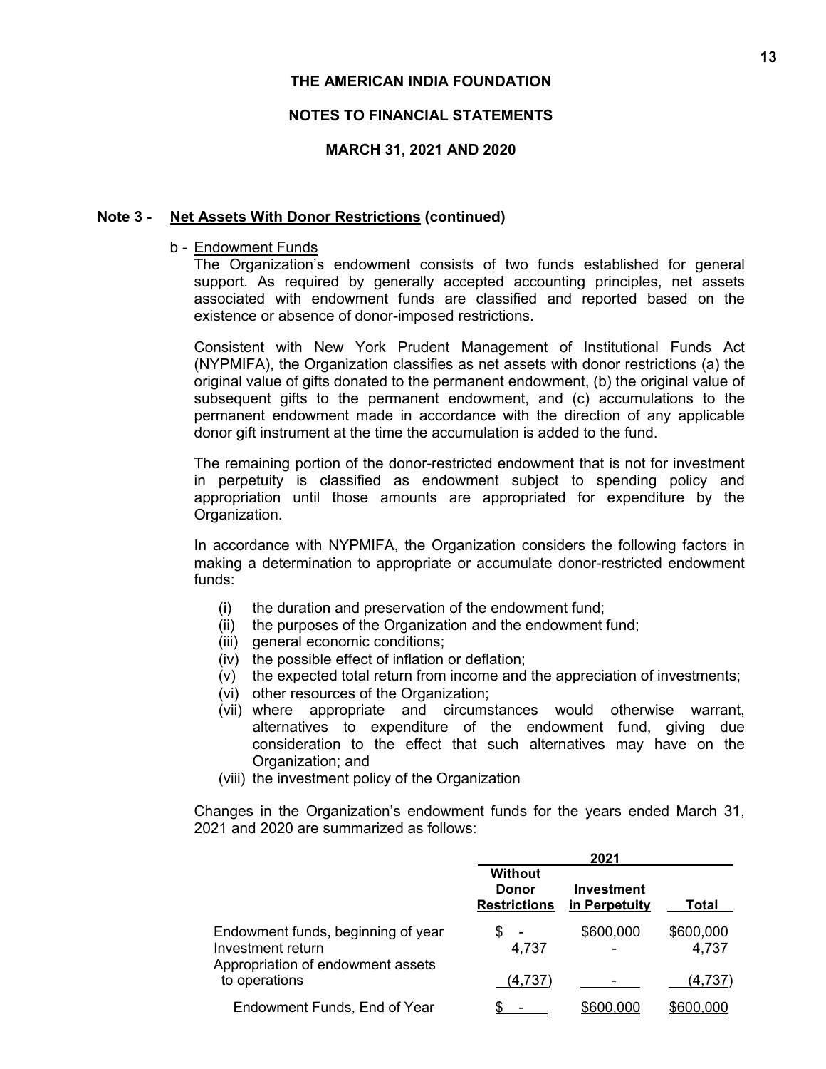THE AMERICAN INDIA FOUNDATION

NOTES TO FINANCIAL STATEMENTS

MARCH 31, 2021 AND 2020

**Note 3 - Net Assets With Donor Restrictions (continued)**

b - Endowment Funds

The Organization's endowment consists of two funds established for general support. As required by generally accepted accounting principles, net assets associated with endowment funds are classified and reported based on the existence or absence of donor-imposed restrictions.

Consistent with New York Prudent Management of Institutional Funds Act (NYPMIFA), the Organization classifies as net assets with donor restrictions (a) the original value of gifts donated to the permanent endowment, (b) the original value of subsequent gifts to the permanent endowment, and (c) accumulations to the permanent endowment made in accordance with the direction of any applicable donor gift instrument at the time the accumulation is added to the fund.

The remaining portion of the donor-restricted endowment that is not for investment in perpetuity is classified as endowment subject to spending policy and appropriation until those amounts are appropriated for expenditure by the Organization.

In accordance with NYPMIFA, the Organization considers the following factors in making a determination to appropriate or accumulate donor-restricted endowment funds:

(i) the duration and preservation of the endowment fund;
(ii) the purposes of the Organization and the endowment fund;
(iii) general economic conditions;
(iv) the possible effect of inflation or deflation;
(v) the expected total return from income and the appreciation of investments;
(vi) other resources of the Organization;
(vii) where appropriate and circumstances would otherwise warrant, alternatives to expenditure of the endowment fund, giving due consideration to the effect that such alternatives may have on the Organization; and
(viii) the investment policy of the Organization

Changes in the Organization's endowment funds for the years ended March 31, 2021 and 2020 are summarized as follows:

| | 2021 | | |
|---|---|---|---|
| | Without Donor Restrictions | Investment in Perpetuity | Total |
| Endowment funds, beginning of year | $ - | $600,000 | $600,000 |
| Investment return | 4,737 | - | 4,737 |
| Appropriation of endowment assets to operations | (4,737) | - | (4,737) |
| Endowment Funds, End of Year | $ - | $600,000 | $600,000 |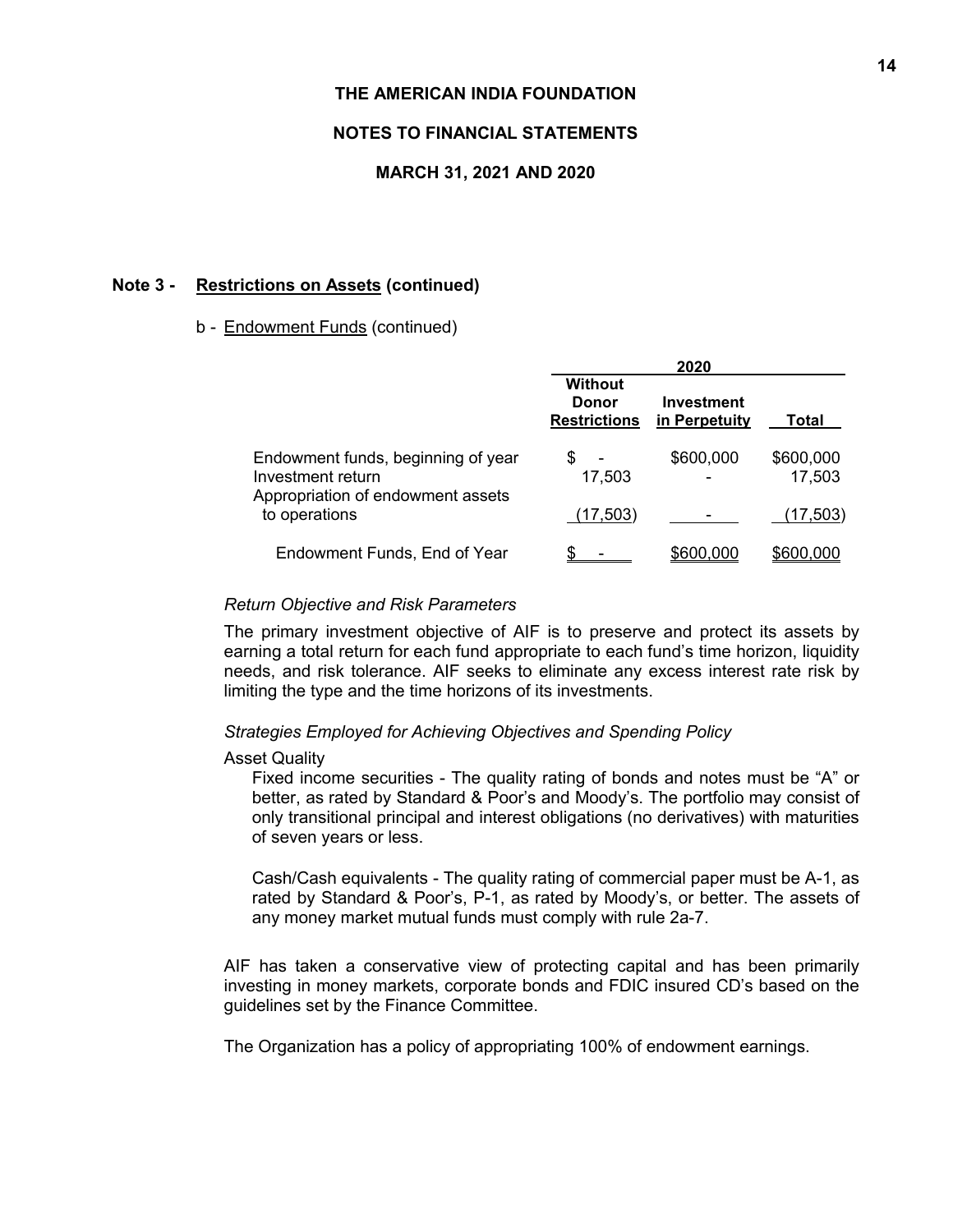## Note 3 - Restrictions on Assets (continued)

b - Endowment Funds (continued)

| | 2020 | | |
|---|---|---|---|
| | Without Donor Restrictions | Investment in Perpetuity | Total |
| Endowment funds, beginning of year | $ - | $600,000 | $600,000 |
| Investment return | 17,503 | - | 17,503 |
| Appropriation of endowment assets to operations | (17,503) | - | (17,503) |
| Endowment Funds, End of Year | $ - | $600,000 | $600,000 |

*Return Objective and Risk Parameters*

The primary investment objective of AIF is to preserve and protect its assets by earning a total return for each fund appropriate to each fund's time horizon, liquidity needs, and risk tolerance. AIF seeks to eliminate any excess interest rate risk by limiting the type and the time horizons of its investments.

*Strategies Employed for Achieving Objectives and Spending Policy*

Asset Quality

Fixed income securities - The quality rating of bonds and notes must be "A" or better, as rated by Standard & Poor's and Moody's. The portfolio may consist of only transitional principal and interest obligations (no derivatives) with maturities of seven years or less.

Cash/Cash equivalents - The quality rating of commercial paper must be A-1, as rated by Standard & Poor's, P-1, as rated by Moody's, or better. The assets of any money market mutual funds must comply with rule 2a-7.

AIF has taken a conservative view of protecting capital and has been primarily investing in money markets, corporate bonds and FDIC insured CD's based on the guidelines set by the Finance Committee.

The Organization has a policy of appropriating 100% of endowment earnings.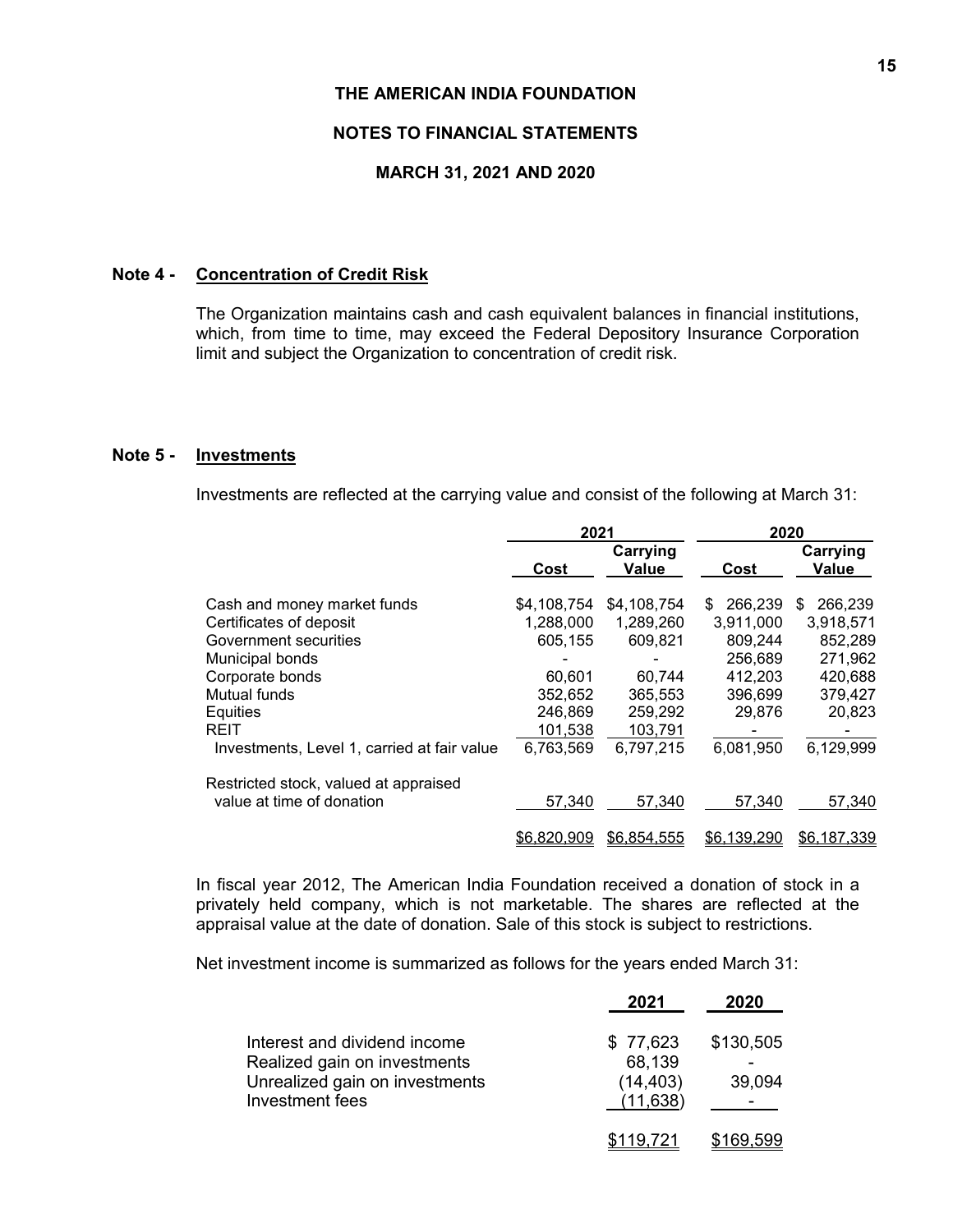THE AMERICAN INDIA FOUNDATION

NOTES TO FINANCIAL STATEMENTS

MARCH 31, 2021 AND 2020

## Note 4 - Concentration of Credit Risk

The Organization maintains cash and cash equivalent balances in financial institutions, which, from time to time, may exceed the Federal Depository Insurance Corporation limit and subject the Organization to concentration of credit risk.

## Note 5 - Investments

Investments are reflected at the carrying value and consist of the following at March 31:

| | 2021 | | 2020 | |
|---|---|---|---|---|
| | Cost | Carrying Value | Cost | Carrying Value |
| Cash and money market funds | $4,108,754 | $4,108,754 | $ 266,239 | $ 266,239 |
| Certificates of deposit | 1,288,000 | 1,289,260 | 3,911,000 | 3,918,571 |
| Government securities | 605,155 | 609,821 | 809,244 | 852,289 |
| Municipal bonds | - | - | 256,689 | 271,962 |
| Corporate bonds | 60,601 | 60,744 | 412,203 | 420,688 |
| Mutual funds | 352,652 | 365,553 | 396,699 | 379,427 |
| Equities | 246,869 | 259,292 | 29,876 | 20,823 |
| REIT | 101,538 | 103,791 | - | - |
| Investments, Level 1, carried at fair value | 6,763,569 | 6,797,215 | 6,081,950 | 6,129,999 |
| Restricted stock, valued at appraised value at time of donation | 57,340 | 57,340 | 57,340 | 57,340 |
| | $6,820,909 | $6,854,555 | $6,139,290 | $6,187,339 |

In fiscal year 2012, The American India Foundation received a donation of stock in a privately held company, which is not marketable. The shares are reflected at the appraisal value at the date of donation. Sale of this stock is subject to restrictions.

Net investment income is summarized as follows for the years ended March 31:

| | 2021 | 2020 |
|---|---|---|
| Interest and dividend income | $ 77,623 | $130,505 |
| Realized gain on investments | 68,139 | - |
| Unrealized gain on investments | (14,403) | 39,094 |
| Investment fees | (11,638) | - |
| | $119,721 | $169,599 |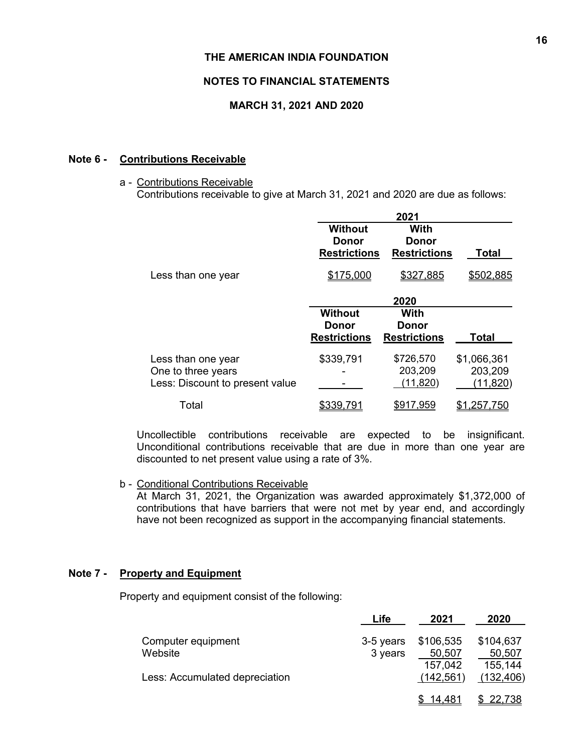**THE AMERICAN INDIA FOUNDATION**

**NOTES TO FINANCIAL STATEMENTS**

**MARCH 31, 2021 AND 2020**

**Note 6 - Contributions Receivable**

a - Contributions Receivable

Contributions receivable to give at March 31, 2021 and 2020 are due as follows:

| | 2021 | | |
|---|---|---|---|
| | **Without Donor Restrictions** | **With Donor Restrictions** | **Total** |
| Less than one year | $175,000 | $327,885 | $502,885 |

| | 2020 | | |
|---|---|---|---|
| | **Without Donor Restrictions** | **With Donor Restrictions** | **Total** |
| Less than one year | $339,791 | $726,570 | $1,066,361 |
| One to three years | - | 203,209 | 203,209 |
| Less: Discount to present value | - | (11,820) | (11,820) |
| Total | $339,791 | $917,959 | $1,257,750 |

Uncollectible contributions receivable are expected to be insignificant. Unconditional contributions receivable that are due in more than one year are discounted to net present value using a rate of 3%.

b - Conditional Contributions Receivable

At March 31, 2021, the Organization was awarded approximately $1,372,000 of contributions that have barriers that were not met by year end, and accordingly have not been recognized as support in the accompanying financial statements.

**Note 7 - Property and Equipment**

Property and equipment consist of the following:

| | Life | 2021 | 2020 |
|---|---|---|---|
| Computer equipment | 3-5 years | $106,535 | $104,637 |
| Website | 3 years | 50,507 | 50,507 |
| | | 157,042 | 155,144 |
| Less: Accumulated depreciation | | (142,561) | (132,406) |
| | | $ 14,481 | $ 22,738 |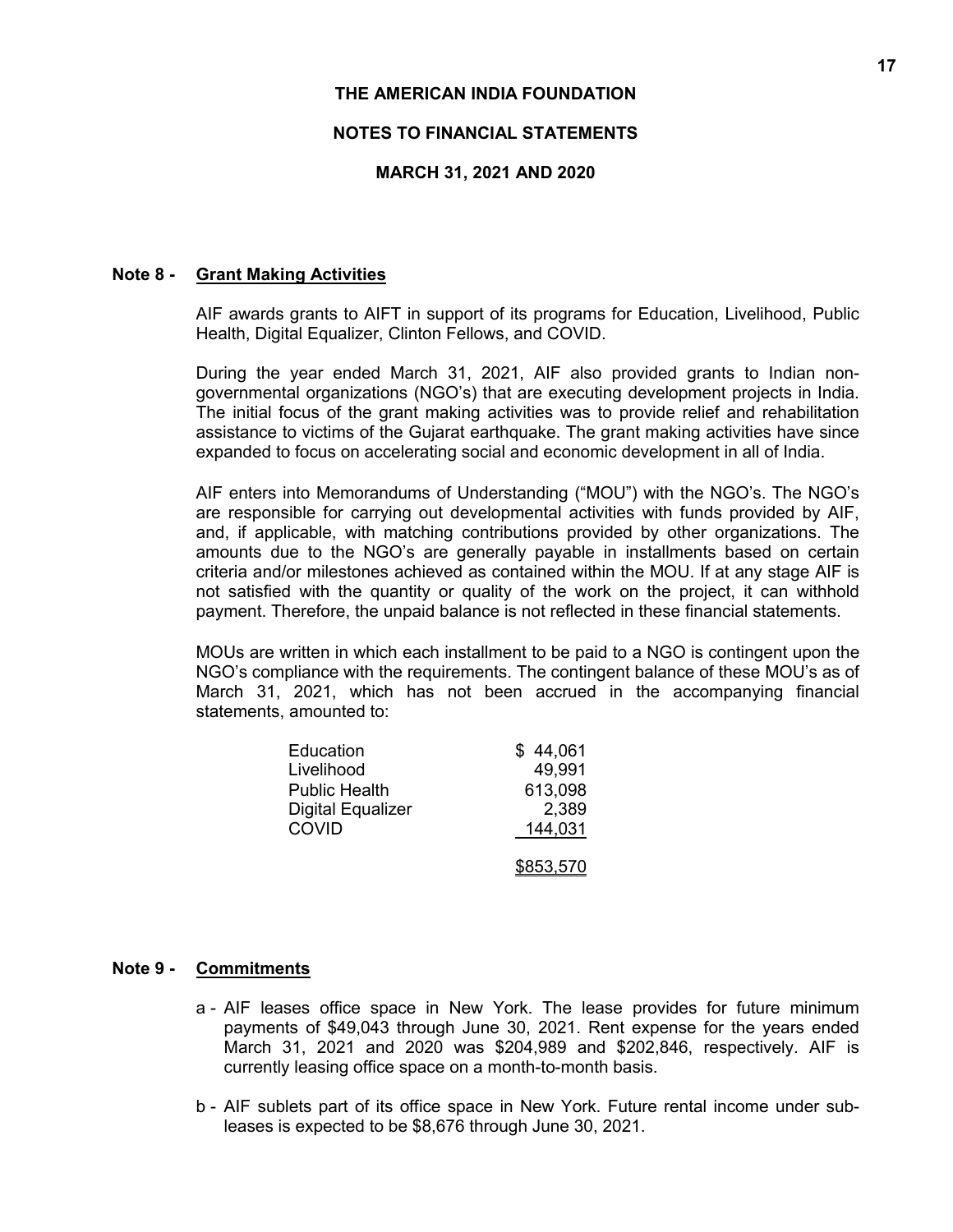**THE AMERICAN INDIA FOUNDATION**

**NOTES TO FINANCIAL STATEMENTS**

**MARCH 31, 2021 AND 2020**

## Note 8 - Grant Making Activities

AIF awards grants to AIFT in support of its programs for Education, Livelihood, Public Health, Digital Equalizer, Clinton Fellows, and COVID.

During the year ended March 31, 2021, AIF also provided grants to Indian non-governmental organizations (NGO's) that are executing development projects in India. The initial focus of the grant making activities was to provide relief and rehabilitation assistance to victims of the Gujarat earthquake. The grant making activities have since expanded to focus on accelerating social and economic development in all of India.

AIF enters into Memorandums of Understanding ("MOU") with the NGO's. The NGO's are responsible for carrying out developmental activities with funds provided by AIF, and, if applicable, with matching contributions provided by other organizations. The amounts due to the NGO's are generally payable in installments based on certain criteria and/or milestones achieved as contained within the MOU. If at any stage AIF is not satisfied with the quantity or quality of the work on the project, it can withhold payment. Therefore, the unpaid balance is not reflected in these financial statements.

MOUs are written in which each installment to be paid to a NGO is contingent upon the NGO's compliance with the requirements. The contingent balance of these MOU's as of March 31, 2021, which has not been accrued in the accompanying financial statements, amounted to:

| | |
|---|---|
| Education | $ 44,061 |
| Livelihood | 49,991 |
| Public Health | 613,098 |
| Digital Equalizer | 2,389 |
| COVID | 144,031 |
| | $853,570 |

## Note 9 - Commitments

a - AIF leases office space in New York. The lease provides for future minimum payments of $49,043 through June 30, 2021. Rent expense for the years ended March 31, 2021 and 2020 was $204,989 and $202,846, respectively. AIF is currently leasing office space on a month-to-month basis.

b - AIF sublets part of its office space in New York. Future rental income under sub-leases is expected to be $8,676 through June 30, 2021.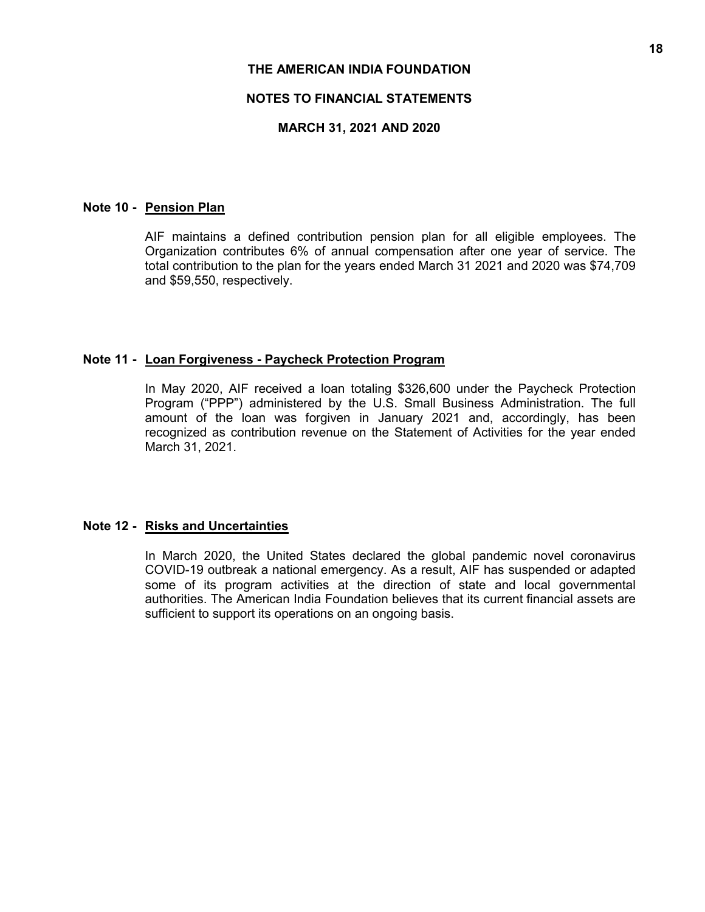# THE AMERICAN INDIA FOUNDATION

## NOTES TO FINANCIAL STATEMENTS

## MARCH 31, 2021 AND 2020

### Note 10 - Pension Plan

AIF maintains a defined contribution pension plan for all eligible employees. The Organization contributes 6% of annual compensation after one year of service. The total contribution to the plan for the years ended March 31 2021 and 2020 was $74,709 and $59,550, respectively.

### Note 11 - Loan Forgiveness - Paycheck Protection Program

In May 2020, AIF received a loan totaling $326,600 under the Paycheck Protection Program ("PPP") administered by the U.S. Small Business Administration. The full amount of the loan was forgiven in January 2021 and, accordingly, has been recognized as contribution revenue on the Statement of Activities for the year ended March 31, 2021.

### Note 12 - Risks and Uncertainties

In March 2020, the United States declared the global pandemic novel coronavirus COVID-19 outbreak a national emergency. As a result, AIF has suspended or adapted some of its program activities at the direction of state and local governmental authorities. The American India Foundation believes that its current financial assets are sufficient to support its operations on an ongoing basis.